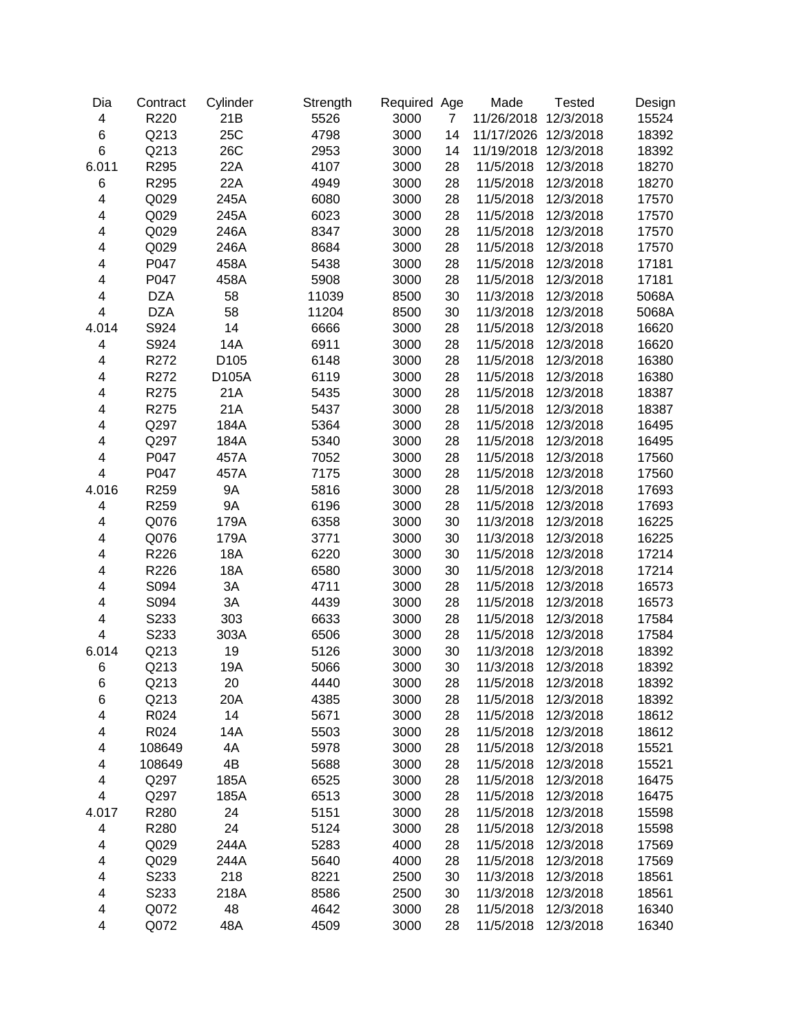| Dia | Contract | Cylinder | Strength | Required | Age | Made | Tested | Design |
|---|---|---|---|---|---|---|---|---|
| 4 | R220 | 21B | 5526 | 3000 | 7 | 11/26/2018 | 12/3/2018 | 15524 |
| 6 | Q213 | 25C | 4798 | 3000 | 14 | 11/17/2026 | 12/3/2018 | 18392 |
| 6 | Q213 | 26C | 2953 | 3000 | 14 | 11/19/2018 | 12/3/2018 | 18392 |
| 6.011 | R295 | 22A | 4107 | 3000 | 28 | 11/5/2018 | 12/3/2018 | 18270 |
| 6 | R295 | 22A | 4949 | 3000 | 28 | 11/5/2018 | 12/3/2018 | 18270 |
| 4 | Q029 | 245A | 6080 | 3000 | 28 | 11/5/2018 | 12/3/2018 | 17570 |
| 4 | Q029 | 245A | 6023 | 3000 | 28 | 11/5/2018 | 12/3/2018 | 17570 |
| 4 | Q029 | 246A | 8347 | 3000 | 28 | 11/5/2018 | 12/3/2018 | 17570 |
| 4 | Q029 | 246A | 8684 | 3000 | 28 | 11/5/2018 | 12/3/2018 | 17570 |
| 4 | P047 | 458A | 5438 | 3000 | 28 | 11/5/2018 | 12/3/2018 | 17181 |
| 4 | P047 | 458A | 5908 | 3000 | 28 | 11/5/2018 | 12/3/2018 | 17181 |
| 4 | DZA | 58 | 11039 | 8500 | 30 | 11/3/2018 | 12/3/2018 | 5068A |
| 4 | DZA | 58 | 11204 | 8500 | 30 | 11/3/2018 | 12/3/2018 | 5068A |
| 4.014 | S924 | 14 | 6666 | 3000 | 28 | 11/5/2018 | 12/3/2018 | 16620 |
| 4 | S924 | 14A | 6911 | 3000 | 28 | 11/5/2018 | 12/3/2018 | 16620 |
| 4 | R272 | D105 | 6148 | 3000 | 28 | 11/5/2018 | 12/3/2018 | 16380 |
| 4 | R272 | D105A | 6119 | 3000 | 28 | 11/5/2018 | 12/3/2018 | 16380 |
| 4 | R275 | 21A | 5435 | 3000 | 28 | 11/5/2018 | 12/3/2018 | 18387 |
| 4 | R275 | 21A | 5437 | 3000 | 28 | 11/5/2018 | 12/3/2018 | 18387 |
| 4 | Q297 | 184A | 5364 | 3000 | 28 | 11/5/2018 | 12/3/2018 | 16495 |
| 4 | Q297 | 184A | 5340 | 3000 | 28 | 11/5/2018 | 12/3/2018 | 16495 |
| 4 | P047 | 457A | 7052 | 3000 | 28 | 11/5/2018 | 12/3/2018 | 17560 |
| 4 | P047 | 457A | 7175 | 3000 | 28 | 11/5/2018 | 12/3/2018 | 17560 |
| 4.016 | R259 | 9A | 5816 | 3000 | 28 | 11/5/2018 | 12/3/2018 | 17693 |
| 4 | R259 | 9A | 6196 | 3000 | 28 | 11/5/2018 | 12/3/2018 | 17693 |
| 4 | Q076 | 179A | 6358 | 3000 | 30 | 11/3/2018 | 12/3/2018 | 16225 |
| 4 | Q076 | 179A | 3771 | 3000 | 30 | 11/3/2018 | 12/3/2018 | 16225 |
| 4 | R226 | 18A | 6220 | 3000 | 30 | 11/5/2018 | 12/3/2018 | 17214 |
| 4 | R226 | 18A | 6580 | 3000 | 30 | 11/5/2018 | 12/3/2018 | 17214 |
| 4 | S094 | 3A | 4711 | 3000 | 28 | 11/5/2018 | 12/3/2018 | 16573 |
| 4 | S094 | 3A | 4439 | 3000 | 28 | 11/5/2018 | 12/3/2018 | 16573 |
| 4 | S233 | 303 | 6633 | 3000 | 28 | 11/5/2018 | 12/3/2018 | 17584 |
| 4 | S233 | 303A | 6506 | 3000 | 28 | 11/5/2018 | 12/3/2018 | 17584 |
| 6.014 | Q213 | 19 | 5126 | 3000 | 30 | 11/3/2018 | 12/3/2018 | 18392 |
| 6 | Q213 | 19A | 5066 | 3000 | 30 | 11/3/2018 | 12/3/2018 | 18392 |
| 6 | Q213 | 20 | 4440 | 3000 | 28 | 11/5/2018 | 12/3/2018 | 18392 |
| 6 | Q213 | 20A | 4385 | 3000 | 28 | 11/5/2018 | 12/3/2018 | 18392 |
| 4 | R024 | 14 | 5671 | 3000 | 28 | 11/5/2018 | 12/3/2018 | 18612 |
| 4 | R024 | 14A | 5503 | 3000 | 28 | 11/5/2018 | 12/3/2018 | 18612 |
| 4 | 108649 | 4A | 5978 | 3000 | 28 | 11/5/2018 | 12/3/2018 | 15521 |
| 4 | 108649 | 4B | 5688 | 3000 | 28 | 11/5/2018 | 12/3/2018 | 15521 |
| 4 | Q297 | 185A | 6525 | 3000 | 28 | 11/5/2018 | 12/3/2018 | 16475 |
| 4 | Q297 | 185A | 6513 | 3000 | 28 | 11/5/2018 | 12/3/2018 | 16475 |
| 4.017 | R280 | 24 | 5151 | 3000 | 28 | 11/5/2018 | 12/3/2018 | 15598 |
| 4 | R280 | 24 | 5124 | 3000 | 28 | 11/5/2018 | 12/3/2018 | 15598 |
| 4 | Q029 | 244A | 5283 | 4000 | 28 | 11/5/2018 | 12/3/2018 | 17569 |
| 4 | Q029 | 244A | 5640 | 4000 | 28 | 11/5/2018 | 12/3/2018 | 17569 |
| 4 | S233 | 218 | 8221 | 2500 | 30 | 11/3/2018 | 12/3/2018 | 18561 |
| 4 | S233 | 218A | 8586 | 2500 | 30 | 11/3/2018 | 12/3/2018 | 18561 |
| 4 | Q072 | 48 | 4642 | 3000 | 28 | 11/5/2018 | 12/3/2018 | 16340 |
| 4 | Q072 | 48A | 4509 | 3000 | 28 | 11/5/2018 | 12/3/2018 | 16340 |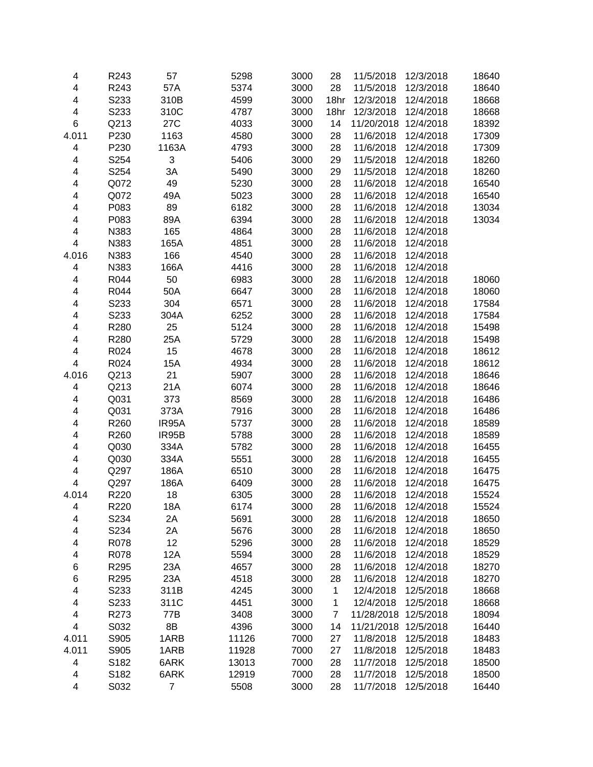| | | | | | | | | |
|---|---|---|---|---|---|---|---|---|
| 4 | R243 | 57 | 5298 | 3000 | 28 | 11/5/2018 | 12/3/2018 | 18640 |
| 4 | R243 | 57A | 5374 | 3000 | 28 | 11/5/2018 | 12/3/2018 | 18640 |
| 4 | S233 | 310B | 4599 | 3000 | 18hr | 12/3/2018 | 12/4/2018 | 18668 |
| 4 | S233 | 310C | 4787 | 3000 | 18hr | 12/3/2018 | 12/4/2018 | 18668 |
| 6 | Q213 | 27C | 4033 | 3000 | 14 | 11/20/2018 | 12/4/2018 | 18392 |
| 4.011 | P230 | 1163 | 4580 | 3000 | 28 | 11/6/2018 | 12/4/2018 | 17309 |
| 4 | P230 | 1163A | 4793 | 3000 | 28 | 11/6/2018 | 12/4/2018 | 17309 |
| 4 | S254 | 3 | 5406 | 3000 | 29 | 11/5/2018 | 12/4/2018 | 18260 |
| 4 | S254 | 3A | 5490 | 3000 | 29 | 11/5/2018 | 12/4/2018 | 18260 |
| 4 | Q072 | 49 | 5230 | 3000 | 28 | 11/6/2018 | 12/4/2018 | 16540 |
| 4 | Q072 | 49A | 5023 | 3000 | 28 | 11/6/2018 | 12/4/2018 | 16540 |
| 4 | P083 | 89 | 6182 | 3000 | 28 | 11/6/2018 | 12/4/2018 | 13034 |
| 4 | P083 | 89A | 6394 | 3000 | 28 | 11/6/2018 | 12/4/2018 | 13034 |
| 4 | N383 | 165 | 4864 | 3000 | 28 | 11/6/2018 | 12/4/2018 | |
| 4 | N383 | 165A | 4851 | 3000 | 28 | 11/6/2018 | 12/4/2018 | |
| 4.016 | N383 | 166 | 4540 | 3000 | 28 | 11/6/2018 | 12/4/2018 | |
| 4 | N383 | 166A | 4416 | 3000 | 28 | 11/6/2018 | 12/4/2018 | |
| 4 | R044 | 50 | 6983 | 3000 | 28 | 11/6/2018 | 12/4/2018 | 18060 |
| 4 | R044 | 50A | 6647 | 3000 | 28 | 11/6/2018 | 12/4/2018 | 18060 |
| 4 | S233 | 304 | 6571 | 3000 | 28 | 11/6/2018 | 12/4/2018 | 17584 |
| 4 | S233 | 304A | 6252 | 3000 | 28 | 11/6/2018 | 12/4/2018 | 17584 |
| 4 | R280 | 25 | 5124 | 3000 | 28 | 11/6/2018 | 12/4/2018 | 15498 |
| 4 | R280 | 25A | 5729 | 3000 | 28 | 11/6/2018 | 12/4/2018 | 15498 |
| 4 | R024 | 15 | 4678 | 3000 | 28 | 11/6/2018 | 12/4/2018 | 18612 |
| 4 | R024 | 15A | 4934 | 3000 | 28 | 11/6/2018 | 12/4/2018 | 18612 |
| 4.016 | Q213 | 21 | 5907 | 3000 | 28 | 11/6/2018 | 12/4/2018 | 18646 |
| 4 | Q213 | 21A | 6074 | 3000 | 28 | 11/6/2018 | 12/4/2018 | 18646 |
| 4 | Q031 | 373 | 8569 | 3000 | 28 | 11/6/2018 | 12/4/2018 | 16486 |
| 4 | Q031 | 373A | 7916 | 3000 | 28 | 11/6/2018 | 12/4/2018 | 16486 |
| 4 | R260 | IR95A | 5737 | 3000 | 28 | 11/6/2018 | 12/4/2018 | 18589 |
| 4 | R260 | IR95B | 5788 | 3000 | 28 | 11/6/2018 | 12/4/2018 | 18589 |
| 4 | Q030 | 334A | 5782 | 3000 | 28 | 11/6/2018 | 12/4/2018 | 16455 |
| 4 | Q030 | 334A | 5551 | 3000 | 28 | 11/6/2018 | 12/4/2018 | 16455 |
| 4 | Q297 | 186A | 6510 | 3000 | 28 | 11/6/2018 | 12/4/2018 | 16475 |
| 4 | Q297 | 186A | 6409 | 3000 | 28 | 11/6/2018 | 12/4/2018 | 16475 |
| 4.014 | R220 | 18 | 6305 | 3000 | 28 | 11/6/2018 | 12/4/2018 | 15524 |
| 4 | R220 | 18A | 6174 | 3000 | 28 | 11/6/2018 | 12/4/2018 | 15524 |
| 4 | S234 | 2A | 5691 | 3000 | 28 | 11/6/2018 | 12/4/2018 | 18650 |
| 4 | S234 | 2A | 5676 | 3000 | 28 | 11/6/2018 | 12/4/2018 | 18650 |
| 4 | R078 | 12 | 5296 | 3000 | 28 | 11/6/2018 | 12/4/2018 | 18529 |
| 4 | R078 | 12A | 5594 | 3000 | 28 | 11/6/2018 | 12/4/2018 | 18529 |
| 6 | R295 | 23A | 4657 | 3000 | 28 | 11/6/2018 | 12/4/2018 | 18270 |
| 6 | R295 | 23A | 4518 | 3000 | 28 | 11/6/2018 | 12/4/2018 | 18270 |
| 4 | S233 | 311B | 4245 | 3000 | 1 | 12/4/2018 | 12/5/2018 | 18668 |
| 4 | S233 | 311C | 4451 | 3000 | 1 | 12/4/2018 | 12/5/2018 | 18668 |
| 4 | R273 | 77B | 3408 | 3000 | 7 | 11/28/2018 | 12/5/2018 | 18094 |
| 4 | S032 | 8B | 4396 | 3000 | 14 | 11/21/2018 | 12/5/2018 | 16440 |
| 4.011 | S905 | 1ARB | 11126 | 7000 | 27 | 11/8/2018 | 12/5/2018 | 18483 |
| 4.011 | S905 | 1ARB | 11928 | 7000 | 27 | 11/8/2018 | 12/5/2018 | 18483 |
| 4 | S182 | 6ARK | 13013 | 7000 | 28 | 11/7/2018 | 12/5/2018 | 18500 |
| 4 | S182 | 6ARK | 12919 | 7000 | 28 | 11/7/2018 | 12/5/2018 | 18500 |
| 4 | S032 | 7 | 5508 | 3000 | 28 | 11/7/2018 | 12/5/2018 | 16440 |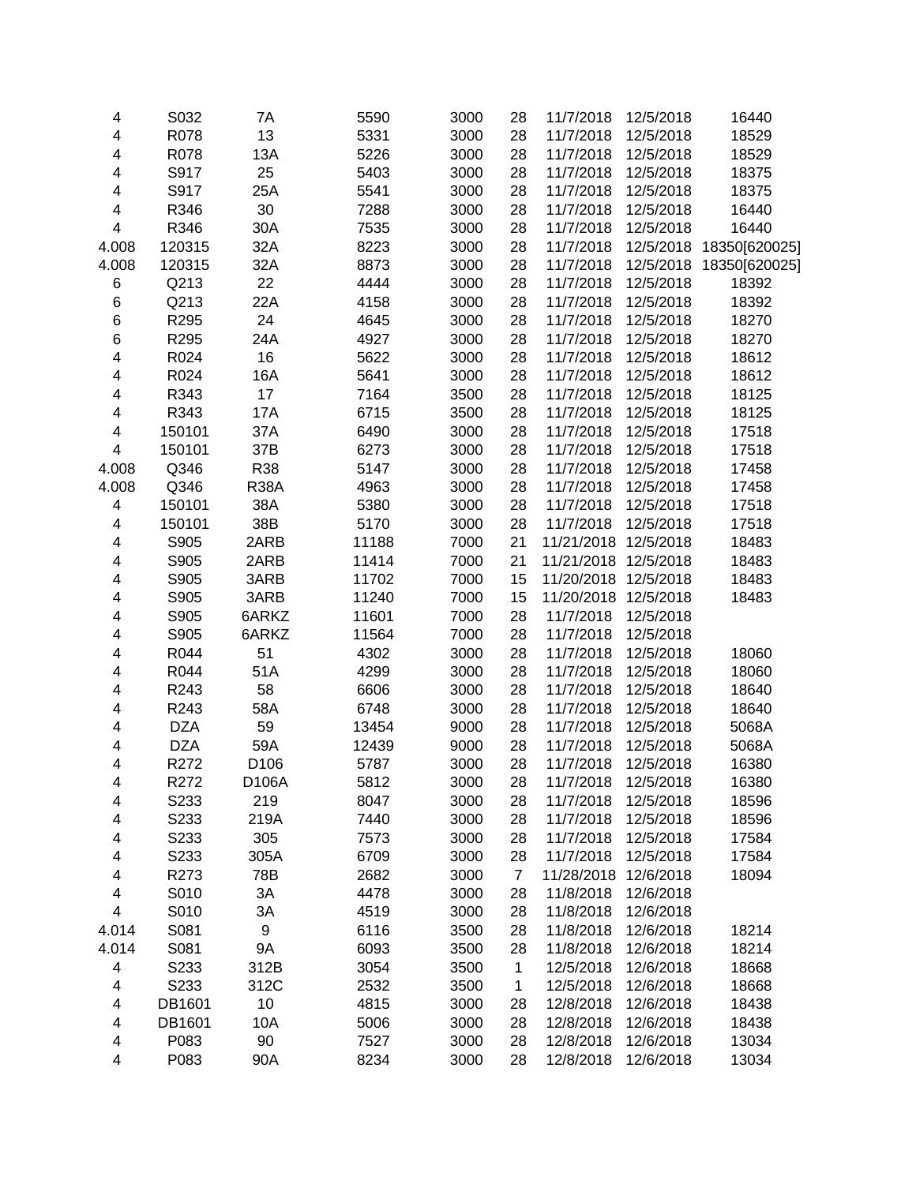| | | | | | | | | |
|---|---|---|---|---|---|---|---|---|
| 4 | S032 | 7A | 5590 | 3000 | 28 | 11/7/2018 | 12/5/2018 | 16440 |
| 4 | R078 | 13 | 5331 | 3000 | 28 | 11/7/2018 | 12/5/2018 | 18529 |
| 4 | R078 | 13A | 5226 | 3000 | 28 | 11/7/2018 | 12/5/2018 | 18529 |
| 4 | S917 | 25 | 5403 | 3000 | 28 | 11/7/2018 | 12/5/2018 | 18375 |
| 4 | S917 | 25A | 5541 | 3000 | 28 | 11/7/2018 | 12/5/2018 | 18375 |
| 4 | R346 | 30 | 7288 | 3000 | 28 | 11/7/2018 | 12/5/2018 | 16440 |
| 4 | R346 | 30A | 7535 | 3000 | 28 | 11/7/2018 | 12/5/2018 | 16440 |
| 4.008 | 120315 | 32A | 8223 | 3000 | 28 | 11/7/2018 | 12/5/2018 | 18350[620025] |
| 4.008 | 120315 | 32A | 8873 | 3000 | 28 | 11/7/2018 | 12/5/2018 | 18350[620025] |
| 6 | Q213 | 22 | 4444 | 3000 | 28 | 11/7/2018 | 12/5/2018 | 18392 |
| 6 | Q213 | 22A | 4158 | 3000 | 28 | 11/7/2018 | 12/5/2018 | 18392 |
| 6 | R295 | 24 | 4645 | 3000 | 28 | 11/7/2018 | 12/5/2018 | 18270 |
| 6 | R295 | 24A | 4927 | 3000 | 28 | 11/7/2018 | 12/5/2018 | 18270 |
| 4 | R024 | 16 | 5622 | 3000 | 28 | 11/7/2018 | 12/5/2018 | 18612 |
| 4 | R024 | 16A | 5641 | 3000 | 28 | 11/7/2018 | 12/5/2018 | 18612 |
| 4 | R343 | 17 | 7164 | 3500 | 28 | 11/7/2018 | 12/5/2018 | 18125 |
| 4 | R343 | 17A | 6715 | 3500 | 28 | 11/7/2018 | 12/5/2018 | 18125 |
| 4 | 150101 | 37A | 6490 | 3000 | 28 | 11/7/2018 | 12/5/2018 | 17518 |
| 4 | 150101 | 37B | 6273 | 3000 | 28 | 11/7/2018 | 12/5/2018 | 17518 |
| 4.008 | Q346 | R38 | 5147 | 3000 | 28 | 11/7/2018 | 12/5/2018 | 17458 |
| 4.008 | Q346 | R38A | 4963 | 3000 | 28 | 11/7/2018 | 12/5/2018 | 17458 |
| 4 | 150101 | 38A | 5380 | 3000 | 28 | 11/7/2018 | 12/5/2018 | 17518 |
| 4 | 150101 | 38B | 5170 | 3000 | 28 | 11/7/2018 | 12/5/2018 | 17518 |
| 4 | S905 | 2ARB | 11188 | 7000 | 21 | 11/21/2018 | 12/5/2018 | 18483 |
| 4 | S905 | 2ARB | 11414 | 7000 | 21 | 11/21/2018 | 12/5/2018 | 18483 |
| 4 | S905 | 3ARB | 11702 | 7000 | 15 | 11/20/2018 | 12/5/2018 | 18483 |
| 4 | S905 | 3ARB | 11240 | 7000 | 15 | 11/20/2018 | 12/5/2018 | 18483 |
| 4 | S905 | 6ARKZ | 11601 | 7000 | 28 | 11/7/2018 | 12/5/2018 | |
| 4 | S905 | 6ARKZ | 11564 | 7000 | 28 | 11/7/2018 | 12/5/2018 | |
| 4 | R044 | 51 | 4302 | 3000 | 28 | 11/7/2018 | 12/5/2018 | 18060 |
| 4 | R044 | 51A | 4299 | 3000 | 28 | 11/7/2018 | 12/5/2018 | 18060 |
| 4 | R243 | 58 | 6606 | 3000 | 28 | 11/7/2018 | 12/5/2018 | 18640 |
| 4 | R243 | 58A | 6748 | 3000 | 28 | 11/7/2018 | 12/5/2018 | 18640 |
| 4 | DZA | 59 | 13454 | 9000 | 28 | 11/7/2018 | 12/5/2018 | 5068A |
| 4 | DZA | 59A | 12439 | 9000 | 28 | 11/7/2018 | 12/5/2018 | 5068A |
| 4 | R272 | D106 | 5787 | 3000 | 28 | 11/7/2018 | 12/5/2018 | 16380 |
| 4 | R272 | D106A | 5812 | 3000 | 28 | 11/7/2018 | 12/5/2018 | 16380 |
| 4 | S233 | 219 | 8047 | 3000 | 28 | 11/7/2018 | 12/5/2018 | 18596 |
| 4 | S233 | 219A | 7440 | 3000 | 28 | 11/7/2018 | 12/5/2018 | 18596 |
| 4 | S233 | 305 | 7573 | 3000 | 28 | 11/7/2018 | 12/5/2018 | 17584 |
| 4 | S233 | 305A | 6709 | 3000 | 28 | 11/7/2018 | 12/5/2018 | 17584 |
| 4 | R273 | 78B | 2682 | 3000 | 7 | 11/28/2018 | 12/6/2018 | 18094 |
| 4 | S010 | 3A | 4478 | 3000 | 28 | 11/8/2018 | 12/6/2018 | |
| 4 | S010 | 3A | 4519 | 3000 | 28 | 11/8/2018 | 12/6/2018 | |
| 4.014 | S081 | 9 | 6116 | 3500 | 28 | 11/8/2018 | 12/6/2018 | 18214 |
| 4.014 | S081 | 9A | 6093 | 3500 | 28 | 11/8/2018 | 12/6/2018 | 18214 |
| 4 | S233 | 312B | 3054 | 3500 | 1 | 12/5/2018 | 12/6/2018 | 18668 |
| 4 | S233 | 312C | 2532 | 3500 | 1 | 12/5/2018 | 12/6/2018 | 18668 |
| 4 | DB1601 | 10 | 4815 | 3000 | 28 | 12/8/2018 | 12/6/2018 | 18438 |
| 4 | DB1601 | 10A | 5006 | 3000 | 28 | 12/8/2018 | 12/6/2018 | 18438 |
| 4 | P083 | 90 | 7527 | 3000 | 28 | 12/8/2018 | 12/6/2018 | 13034 |
| 4 | P083 | 90A | 8234 | 3000 | 28 | 12/8/2018 | 12/6/2018 | 13034 |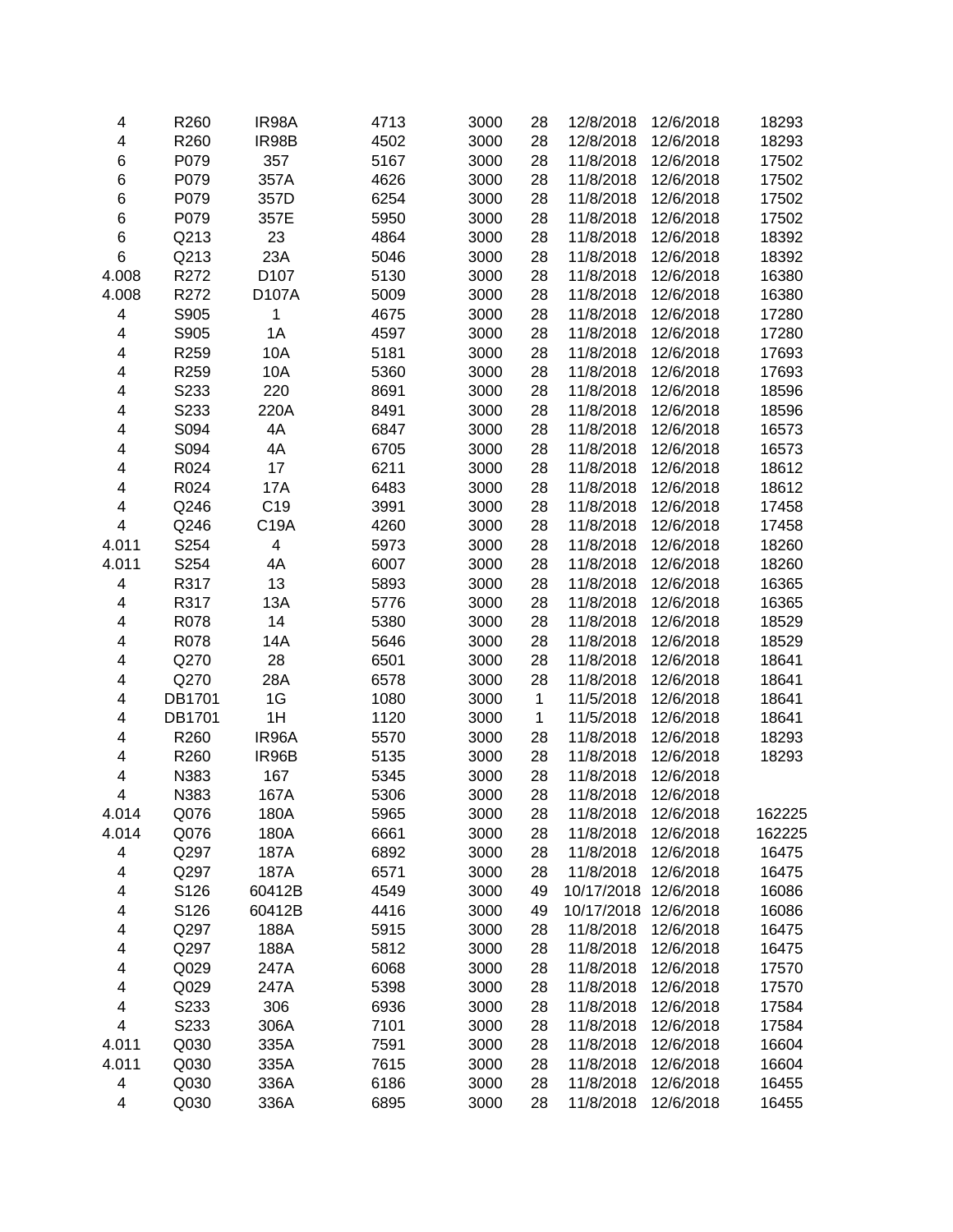| | | | | | | | | |
|---|---|---|---|---|---|---|---|---|
| 4 | R260 | IR98A | 4713 | 3000 | 28 | 12/8/2018 | 12/6/2018 | 18293 |
| 4 | R260 | IR98B | 4502 | 3000 | 28 | 12/8/2018 | 12/6/2018 | 18293 |
| 6 | P079 | 357 | 5167 | 3000 | 28 | 11/8/2018 | 12/6/2018 | 17502 |
| 6 | P079 | 357A | 4626 | 3000 | 28 | 11/8/2018 | 12/6/2018 | 17502 |
| 6 | P079 | 357D | 6254 | 3000 | 28 | 11/8/2018 | 12/6/2018 | 17502 |
| 6 | P079 | 357E | 5950 | 3000 | 28 | 11/8/2018 | 12/6/2018 | 17502 |
| 6 | Q213 | 23 | 4864 | 3000 | 28 | 11/8/2018 | 12/6/2018 | 18392 |
| 6 | Q213 | 23A | 5046 | 3000 | 28 | 11/8/2018 | 12/6/2018 | 18392 |
| 4.008 | R272 | D107 | 5130 | 3000 | 28 | 11/8/2018 | 12/6/2018 | 16380 |
| 4.008 | R272 | D107A | 5009 | 3000 | 28 | 11/8/2018 | 12/6/2018 | 16380 |
| 4 | S905 | 1 | 4675 | 3000 | 28 | 11/8/2018 | 12/6/2018 | 17280 |
| 4 | S905 | 1A | 4597 | 3000 | 28 | 11/8/2018 | 12/6/2018 | 17280 |
| 4 | R259 | 10A | 5181 | 3000 | 28 | 11/8/2018 | 12/6/2018 | 17693 |
| 4 | R259 | 10A | 5360 | 3000 | 28 | 11/8/2018 | 12/6/2018 | 17693 |
| 4 | S233 | 220 | 8691 | 3000 | 28 | 11/8/2018 | 12/6/2018 | 18596 |
| 4 | S233 | 220A | 8491 | 3000 | 28 | 11/8/2018 | 12/6/2018 | 18596 |
| 4 | S094 | 4A | 6847 | 3000 | 28 | 11/8/2018 | 12/6/2018 | 16573 |
| 4 | S094 | 4A | 6705 | 3000 | 28 | 11/8/2018 | 12/6/2018 | 16573 |
| 4 | R024 | 17 | 6211 | 3000 | 28 | 11/8/2018 | 12/6/2018 | 18612 |
| 4 | R024 | 17A | 6483 | 3000 | 28 | 11/8/2018 | 12/6/2018 | 18612 |
| 4 | Q246 | C19 | 3991 | 3000 | 28 | 11/8/2018 | 12/6/2018 | 17458 |
| 4 | Q246 | C19A | 4260 | 3000 | 28 | 11/8/2018 | 12/6/2018 | 17458 |
| 4.011 | S254 | 4 | 5973 | 3000 | 28 | 11/8/2018 | 12/6/2018 | 18260 |
| 4.011 | S254 | 4A | 6007 | 3000 | 28 | 11/8/2018 | 12/6/2018 | 18260 |
| 4 | R317 | 13 | 5893 | 3000 | 28 | 11/8/2018 | 12/6/2018 | 16365 |
| 4 | R317 | 13A | 5776 | 3000 | 28 | 11/8/2018 | 12/6/2018 | 16365 |
| 4 | R078 | 14 | 5380 | 3000 | 28 | 11/8/2018 | 12/6/2018 | 18529 |
| 4 | R078 | 14A | 5646 | 3000 | 28 | 11/8/2018 | 12/6/2018 | 18529 |
| 4 | Q270 | 28 | 6501 | 3000 | 28 | 11/8/2018 | 12/6/2018 | 18641 |
| 4 | Q270 | 28A | 6578 | 3000 | 28 | 11/8/2018 | 12/6/2018 | 18641 |
| 4 | DB1701 | 1G | 1080 | 3000 | 1 | 11/5/2018 | 12/6/2018 | 18641 |
| 4 | DB1701 | 1H | 1120 | 3000 | 1 | 11/5/2018 | 12/6/2018 | 18641 |
| 4 | R260 | IR96A | 5570 | 3000 | 28 | 11/8/2018 | 12/6/2018 | 18293 |
| 4 | R260 | IR96B | 5135 | 3000 | 28 | 11/8/2018 | 12/6/2018 | 18293 |
| 4 | N383 | 167 | 5345 | 3000 | 28 | 11/8/2018 | 12/6/2018 | |
| 4 | N383 | 167A | 5306 | 3000 | 28 | 11/8/2018 | 12/6/2018 | |
| 4.014 | Q076 | 180A | 5965 | 3000 | 28 | 11/8/2018 | 12/6/2018 | 162225 |
| 4.014 | Q076 | 180A | 6661 | 3000 | 28 | 11/8/2018 | 12/6/2018 | 162225 |
| 4 | Q297 | 187A | 6892 | 3000 | 28 | 11/8/2018 | 12/6/2018 | 16475 |
| 4 | Q297 | 187A | 6571 | 3000 | 28 | 11/8/2018 | 12/6/2018 | 16475 |
| 4 | S126 | 60412B | 4549 | 3000 | 49 | 10/17/2018 | 12/6/2018 | 16086 |
| 4 | S126 | 60412B | 4416 | 3000 | 49 | 10/17/2018 | 12/6/2018 | 16086 |
| 4 | Q297 | 188A | 5915 | 3000 | 28 | 11/8/2018 | 12/6/2018 | 16475 |
| 4 | Q297 | 188A | 5812 | 3000 | 28 | 11/8/2018 | 12/6/2018 | 16475 |
| 4 | Q029 | 247A | 6068 | 3000 | 28 | 11/8/2018 | 12/6/2018 | 17570 |
| 4 | Q029 | 247A | 5398 | 3000 | 28 | 11/8/2018 | 12/6/2018 | 17570 |
| 4 | S233 | 306 | 6936 | 3000 | 28 | 11/8/2018 | 12/6/2018 | 17584 |
| 4 | S233 | 306A | 7101 | 3000 | 28 | 11/8/2018 | 12/6/2018 | 17584 |
| 4.011 | Q030 | 335A | 7591 | 3000 | 28 | 11/8/2018 | 12/6/2018 | 16604 |
| 4.011 | Q030 | 335A | 7615 | 3000 | 28 | 11/8/2018 | 12/6/2018 | 16604 |
| 4 | Q030 | 336A | 6186 | 3000 | 28 | 11/8/2018 | 12/6/2018 | 16455 |
| 4 | Q030 | 336A | 6895 | 3000 | 28 | 11/8/2018 | 12/6/2018 | 16455 |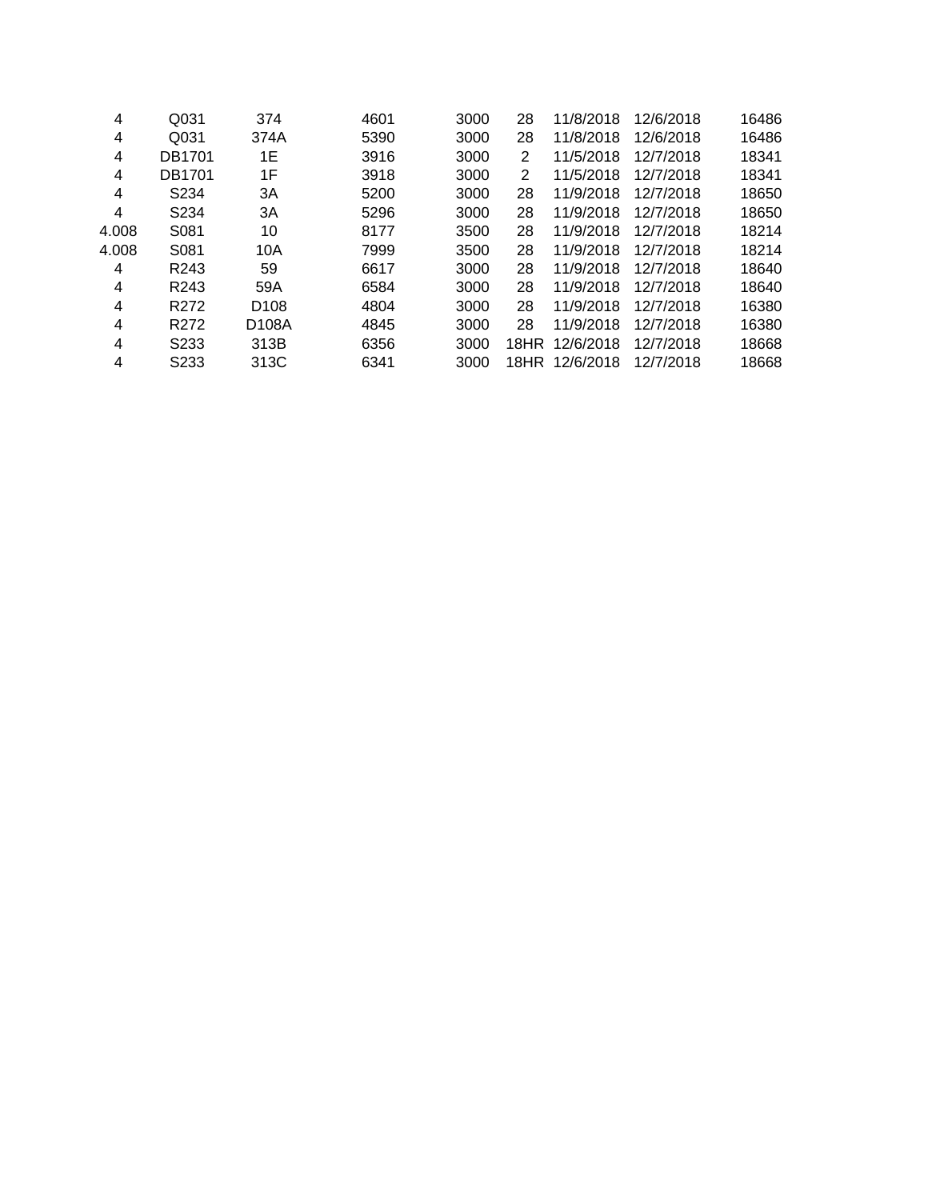| | | | | | | | | |
|---|---|---|---|---|---|---|---|---|
| 4 | Q031 | 374 | 4601 | 3000 | 28 | 11/8/2018 | 12/6/2018 | 16486 |
| 4 | Q031 | 374A | 5390 | 3000 | 28 | 11/8/2018 | 12/6/2018 | 16486 |
| 4 | DB1701 | 1E | 3916 | 3000 | 2 | 11/5/2018 | 12/7/2018 | 18341 |
| 4 | DB1701 | 1F | 3918 | 3000 | 2 | 11/5/2018 | 12/7/2018 | 18341 |
| 4 | S234 | 3A | 5200 | 3000 | 28 | 11/9/2018 | 12/7/2018 | 18650 |
| 4 | S234 | 3A | 5296 | 3000 | 28 | 11/9/2018 | 12/7/2018 | 18650 |
| 4.008 | S081 | 10 | 8177 | 3500 | 28 | 11/9/2018 | 12/7/2018 | 18214 |
| 4.008 | S081 | 10A | 7999 | 3500 | 28 | 11/9/2018 | 12/7/2018 | 18214 |
| 4 | R243 | 59 | 6617 | 3000 | 28 | 11/9/2018 | 12/7/2018 | 18640 |
| 4 | R243 | 59A | 6584 | 3000 | 28 | 11/9/2018 | 12/7/2018 | 18640 |
| 4 | R272 | D108 | 4804 | 3000 | 28 | 11/9/2018 | 12/7/2018 | 16380 |
| 4 | R272 | D108A | 4845 | 3000 | 28 | 11/9/2018 | 12/7/2018 | 16380 |
| 4 | S233 | 313B | 6356 | 3000 | 18HR | 12/6/2018 | 12/7/2018 | 18668 |
| 4 | S233 | 313C | 6341 | 3000 | 18HR | 12/6/2018 | 12/7/2018 | 18668 |